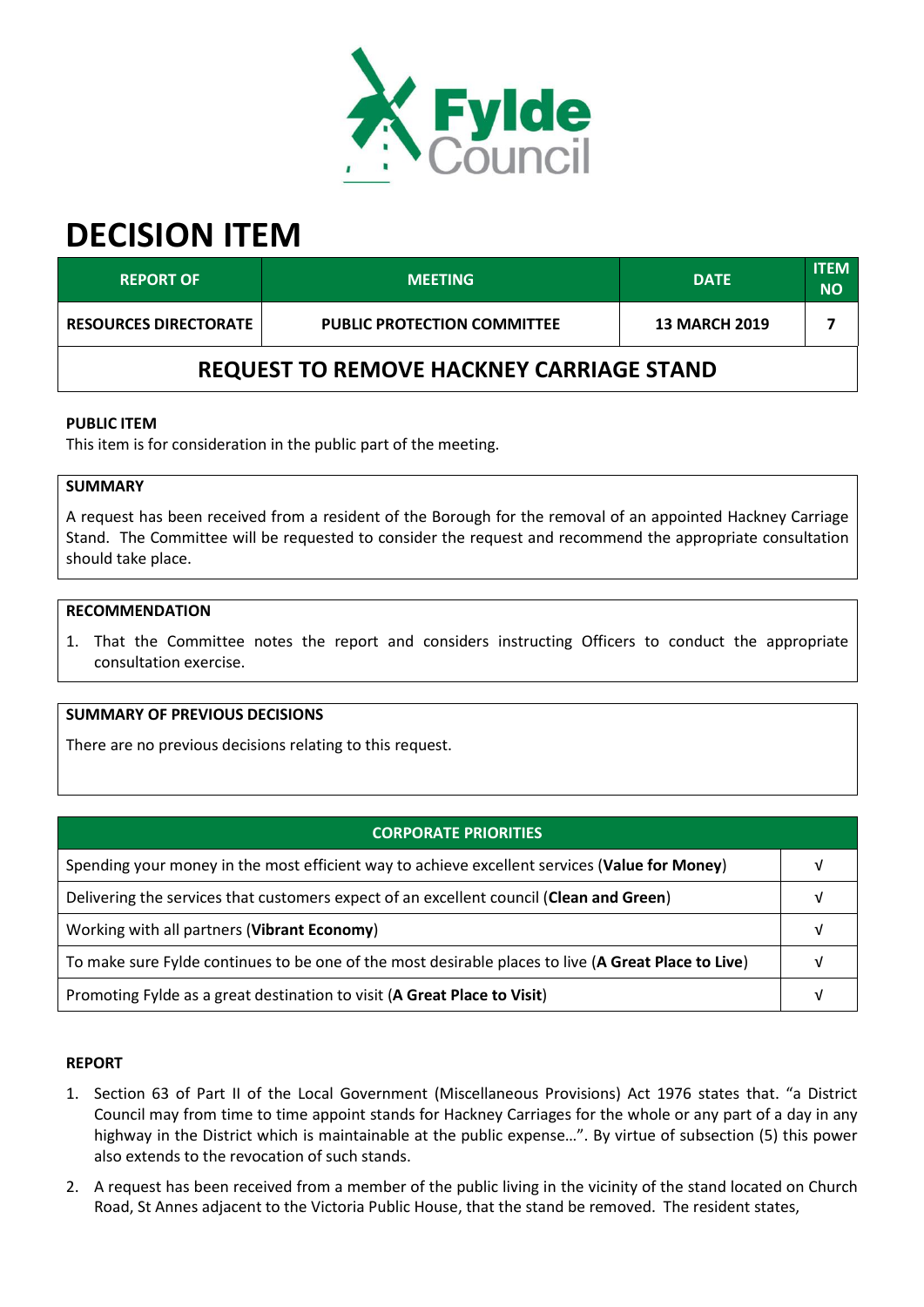# DECISION ITEM

| REPORT OF | MEETING | DATE | ITEM NO |
|---|---|---|---|
| RESOURCES DIRECTORATE | PUBLIC PROTECTION COMMITTEE | 13 MARCH 2019 | 7 |

## REQUEST TO REMOVE HACKNEY CARRIAGE STAND

**PUBLIC ITEM**

This item is for consideration in the public part of the meeting.

**SUMMARY**

A request has been received from a resident of the Borough for the removal of an appointed Hackney Carriage Stand. The Committee will be requested to consider the request and recommend the appropriate consultation should take place.

**RECOMMENDATION**

1. That the Committee notes the report and considers instructing Officers to conduct the appropriate consultation exercise.

**SUMMARY OF PREVIOUS DECISIONS**

There are no previous decisions relating to this request.

| CORPORATE PRIORITIES | |
|---|---|
| Spending your money in the most efficient way to achieve excellent services (**Value for Money**) | √ |
| Delivering the services that customers expect of an excellent council (**Clean and Green**) | √ |
| Working with all partners (**Vibrant Economy**) | √ |
| To make sure Fylde continues to be one of the most desirable places to live (**A Great Place to Live**) | √ |
| Promoting Fylde as a great destination to visit (**A Great Place to Visit**) | √ |

**REPORT**

1. Section 63 of Part II of the Local Government (Miscellaneous Provisions) Act 1976 states that. "a District Council may from time to time appoint stands for Hackney Carriages for the whole or any part of a day in any highway in the District which is maintainable at the public expense…". By virtue of subsection (5) this power also extends to the revocation of such stands.
2. A request has been received from a member of the public living in the vicinity of the stand located on Church Road, St Annes adjacent to the Victoria Public House, that the stand be removed. The resident states,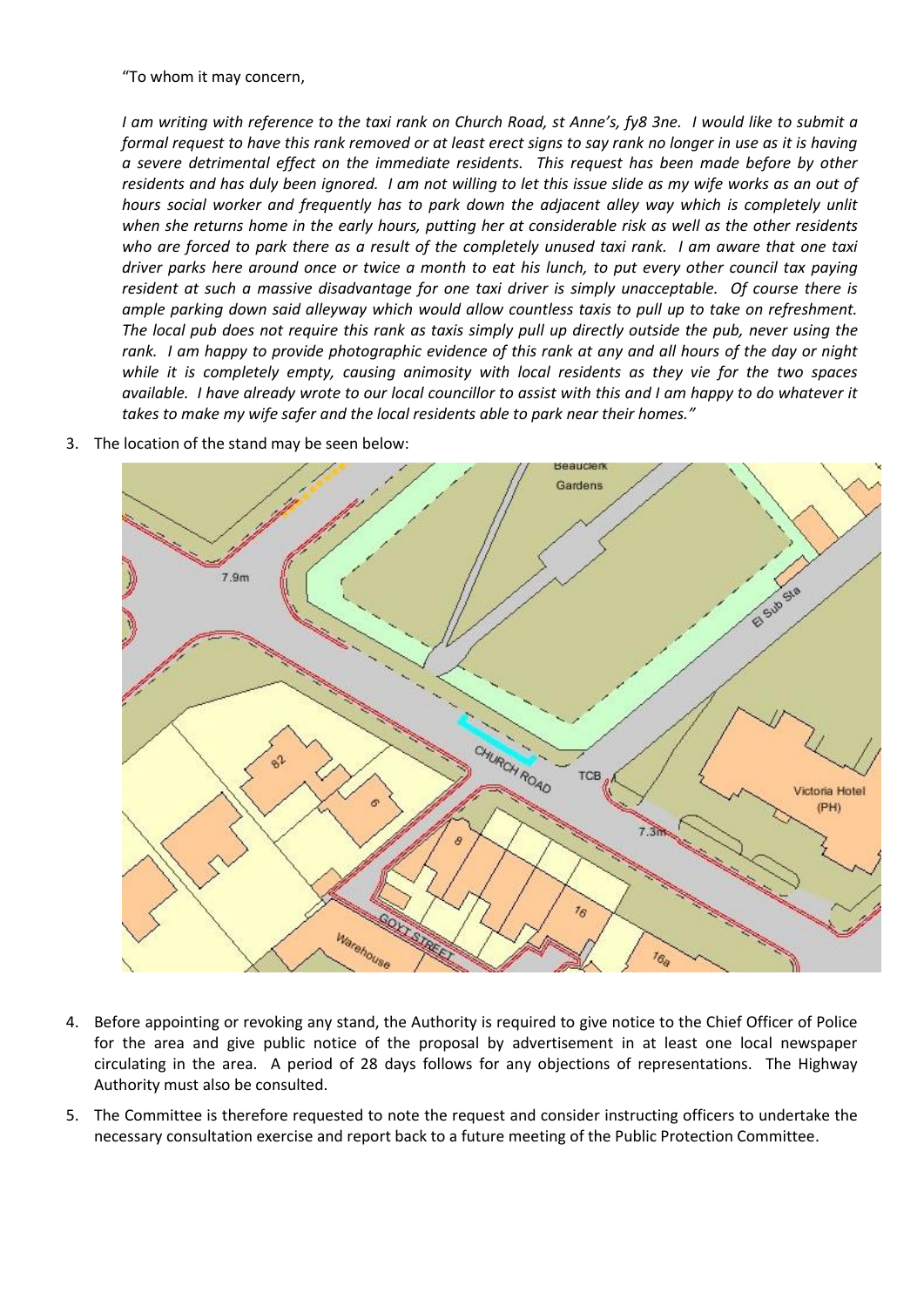"To whom it may concern,

*I am writing with reference to the taxi rank on Church Road, st Anne's, fy8 3ne. I would like to submit a formal request to have this rank removed or at least erect signs to say rank no longer in use as it is having a severe detrimental effect on the immediate residents. This request has been made before by other residents and has duly been ignored. I am not willing to let this issue slide as my wife works as an out of hours social worker and frequently has to park down the adjacent alley way which is completely unlit when she returns home in the early hours, putting her at considerable risk as well as the other residents who are forced to park there as a result of the completely unused taxi rank. I am aware that one taxi driver parks here around once or twice a month to eat his lunch, to put every other council tax paying resident at such a massive disadvantage for one taxi driver is simply unacceptable. Of course there is ample parking down said alleyway which would allow countless taxis to pull up to take on refreshment. The local pub does not require this rank as taxis simply pull up directly outside the pub, never using the rank. I am happy to provide photographic evidence of this rank at any and all hours of the day or night while it is completely empty, causing animosity with local residents as they vie for the two spaces available. I have already wrote to our local councillor to assist with this and I am happy to do whatever it takes to make my wife safer and the local residents able to park near their homes."*

3. The location of the stand may be seen below:

4. Before appointing or revoking any stand, the Authority is required to give notice to the Chief Officer of Police for the area and give public notice of the proposal by advertisement in at least one local newspaper circulating in the area. A period of 28 days follows for any objections of representations. The Highway Authority must also be consulted.

5. The Committee is therefore requested to note the request and consider instructing officers to undertake the necessary consultation exercise and report back to a future meeting of the Public Protection Committee.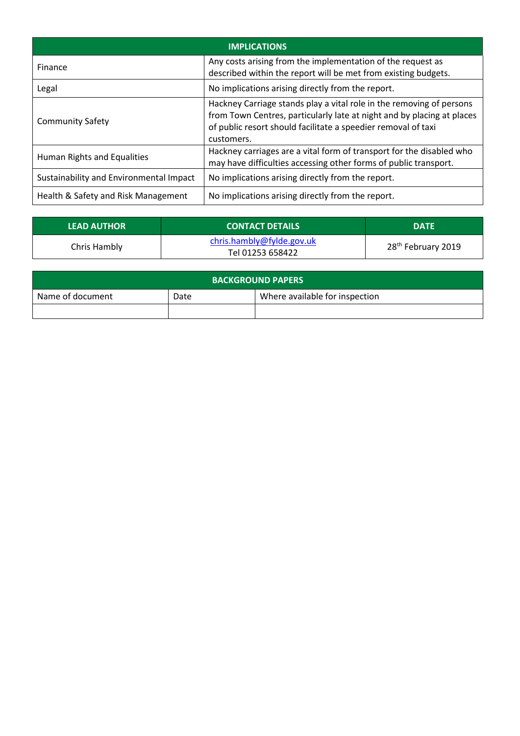| IMPLICATIONS | |
|---|---|
| Finance | Any costs arising from the implementation of the request as described within the report will be met from existing budgets. |
| Legal | No implications arising directly from the report. |
| Community Safety | Hackney Carriage stands play a vital role in the removing of persons from Town Centres, particularly late at night and by placing at places of public resort should facilitate a speedier removal of taxi customers. |
| Human Rights and Equalities | Hackney carriages are a vital form of transport for the disabled who may have difficulties accessing other forms of public transport. |
| Sustainability and Environmental Impact | No implications arising directly from the report. |
| Health & Safety and Risk Management | No implications arising directly from the report. |

| LEAD AUTHOR | CONTACT DETAILS | DATE |
|---|---|---|
| Chris Hambly | chris.hambly@fylde.gov.uk<br>Tel 01253 658422 | 28th February 2019 |

| BACKGROUND PAPERS | | |
|---|---|---|
| Name of document | Date | Where available for inspection |
| | | |